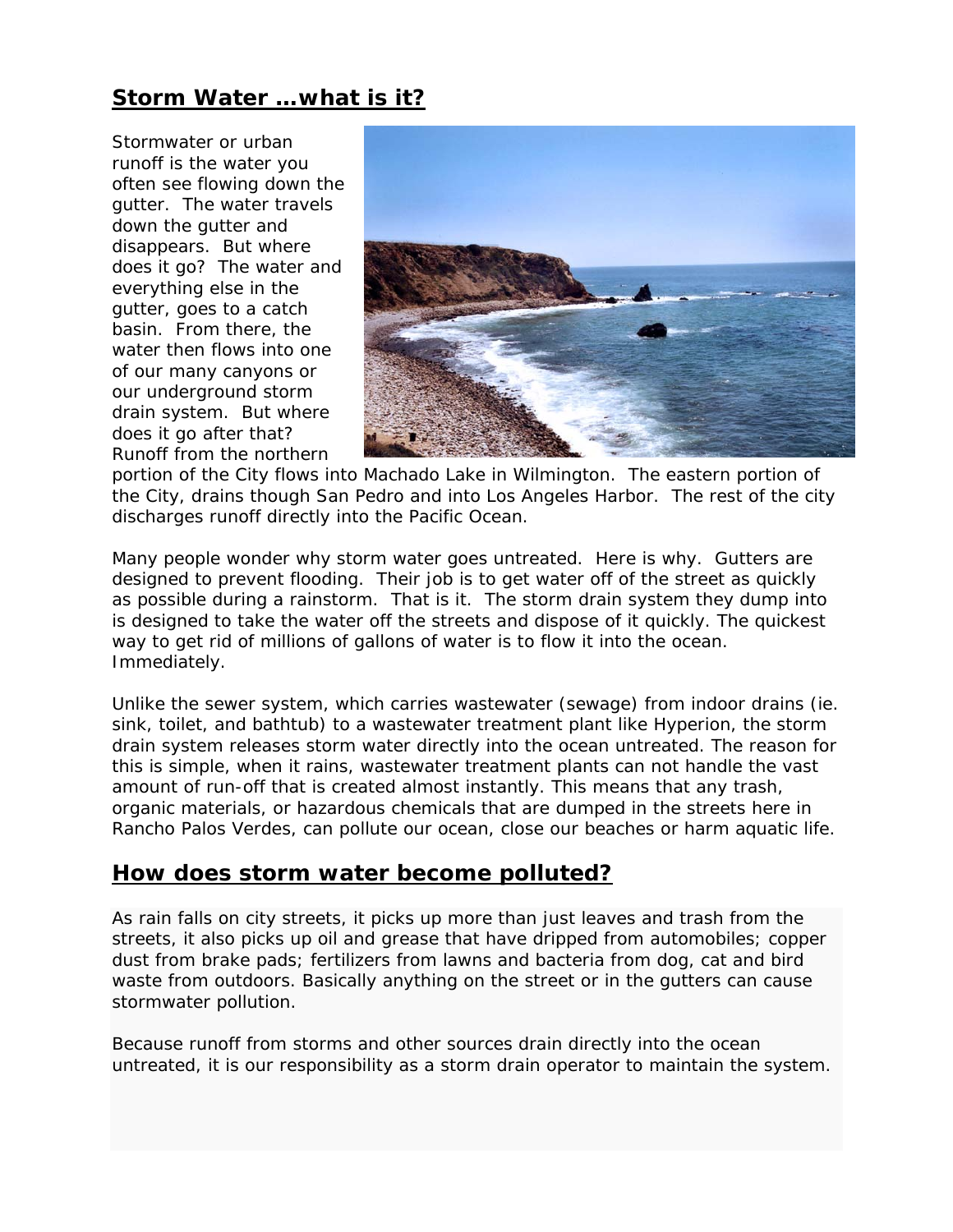## Storm Water …what is it?

Stormwater or urban runoff is the water you often see flowing down the gutter. The water travels down the gutter and disappears. But where does it go? The water and everything else in the gutter, goes to a catch basin. From there, the water then flows into one of our many canyons or our underground storm drain system. But where does it go after that? Runoff from the northern portion of the City flows into Machado Lake in Wilmington. The eastern portion of the City, drains though San Pedro and into Los Angeles Harbor. The rest of the city discharges runoff directly into the Pacific Ocean.

Many people wonder why storm water goes untreated. Here is why. Gutters are designed to prevent flooding. Their job is to get water off of the street as quickly as possible during a rainstorm. That is it. The storm drain system they dump into is designed to take the water off the streets and dispose of it quickly. The quickest way to get rid of millions of gallons of water is to flow it into the ocean. Immediately.

Unlike the sewer system, which carries wastewater (sewage) from indoor drains (ie. sink, toilet, and bathtub) to a wastewater treatment plant like Hyperion, the storm drain system releases storm water directly into the ocean untreated. The reason for this is simple, when it rains, wastewater treatment plants can not handle the vast amount of run-off that is created almost instantly. This means that any trash, organic materials, or hazardous chemicals that are dumped in the streets here in Rancho Palos Verdes, can pollute our ocean, close our beaches or harm aquatic life.

## How does storm water become polluted?

As rain falls on city streets, it picks up more than just leaves and trash from the streets, it also picks up oil and grease that have dripped from automobiles; copper dust from brake pads; fertilizers from lawns and bacteria from dog, cat and bird waste from outdoors. Basically anything on the street or in the gutters can cause stormwater pollution.

Because runoff from storms and other sources drain directly into the ocean untreated, it is our responsibility as a storm drain operator to maintain the system.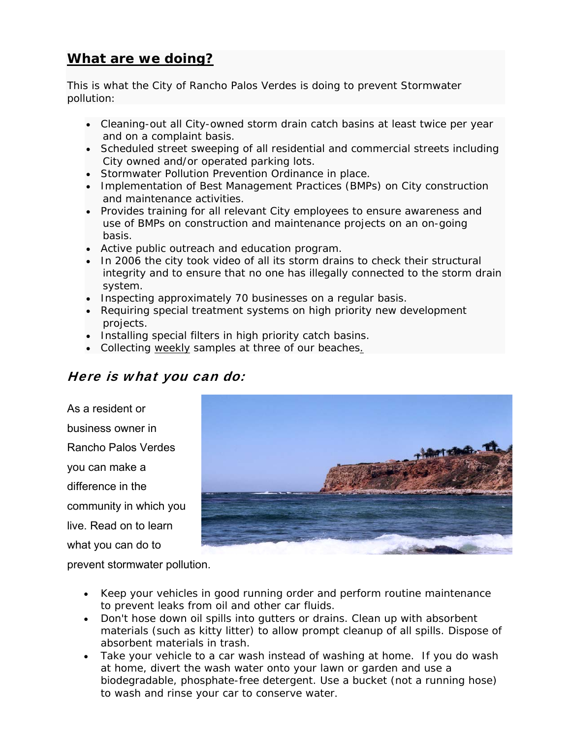## **What are we doing?**

This is what the City of Rancho Palos Verdes is doing to prevent Stormwater pollution:

- Cleaning-out all City-owned storm drain catch basins at least twice per year and on a complaint basis.
- Scheduled street sweeping of all residential and commercial streets including City owned and/or operated parking lots.
- Stormwater Pollution Prevention Ordinance in place.
- Implementation of Best Management Practices (BMPs) on City construction and maintenance activities.
- Provides training for all relevant City employees to ensure awareness and use of BMPs on construction and maintenance projects on an on-going basis.
- Active public outreach and education program.
- In 2006 the city took video of all its storm drains to check their structural integrity and to ensure that no one has illegally connected to the storm drain system.
- Inspecting approximately 70 businesses on a regular basis.
- Requiring special treatment systems on high priority new development projects.
- Installing special filters in high priority catch basins.
- Collecting weekly samples at three of our beaches.

## ***Here is what you can do:***

As a resident or business owner in Rancho Palos Verdes you can make a difference in the community in which you live. Read on to learn what you can do to prevent stormwater pollution.

- Keep your vehicles in good running order and perform routine maintenance to prevent leaks from oil and other car fluids.
- Don't hose down oil spills into gutters or drains. Clean up with absorbent materials (such as kitty litter) to allow prompt cleanup of all spills. Dispose of absorbent materials in trash.
- Take your vehicle to a car wash instead of washing at home. If you do wash at home, divert the wash water onto your lawn or garden and use a biodegradable, phosphate-free detergent. Use a bucket (not a running hose) to wash and rinse your car to conserve water.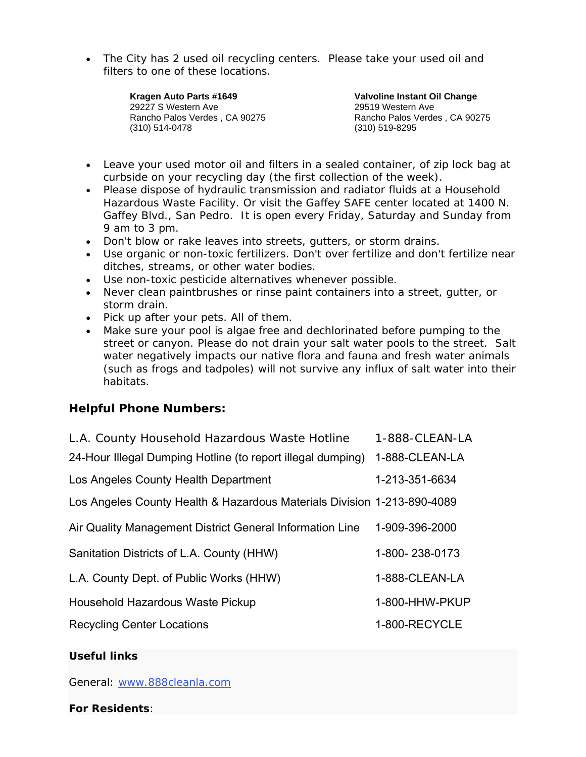- The City has 2 used oil recycling centers. Please take your used oil and filters to one of these locations.

**Kragen Auto Parts #1649**
29227 S Western Ave
Rancho Palos Verdes , CA 90275
(310) 514-0478

**Valvoline Instant Oil Change**
29519 Western Ave
Rancho Palos Verdes , CA 90275
(310) 519-8295

- Leave your used motor oil and filters in a sealed container, of zip lock bag at curbside on your recycling day (the first collection of the week).
- Please dispose of hydraulic transmission and radiator fluids at a Household Hazardous Waste Facility. Or visit the Gaffey SAFE center located at 1400 N. Gaffey Blvd., San Pedro. It is open every Friday, Saturday and Sunday from 9 am to 3 pm.
- Don't blow or rake leaves into streets, gutters, or storm drains.
- Use organic or non-toxic fertilizers. Don't over fertilize and don't fertilize near ditches, streams, or other water bodies.
- Use non-toxic pesticide alternatives whenever possible.
- Never clean paintbrushes or rinse paint containers into a street, gutter, or storm drain.
- Pick up after your pets. All of them.
- Make sure your pool is algae free and dechlorinated before pumping to the street or canyon. Please do not drain your salt water pools to the street. Salt water negatively impacts our native flora and fauna and fresh water animals (such as frogs and tadpoles) will not survive any influx of salt water into their habitats.

### Helpful Phone Numbers:

| | |
|---|---|
| L.A. County Household Hazardous Waste Hotline | 1-888-CLEAN-LA |
| 24-Hour Illegal Dumping Hotline (to report illegal dumping) | 1-888-CLEAN-LA |
| Los Angeles County Health Department | 1-213-351-6634 |
| Los Angeles County Health & Hazardous Materials Division | 1-213-890-4089 |
| Air Quality Management District General Information Line | 1-909-396-2000 |
| Sanitation Districts of L.A. County (HHW) | 1-800- 238-0173 |
| L.A. County Dept. of Public Works (HHW) | 1-888-CLEAN-LA |
| Household Hazardous Waste Pickup | 1-800-HHW-PKUP |
| Recycling Center Locations | 1-800-RECYCLE |

**Useful links**

General: [www.888cleanla.com](www.888cleanla.com)

**For Residents**: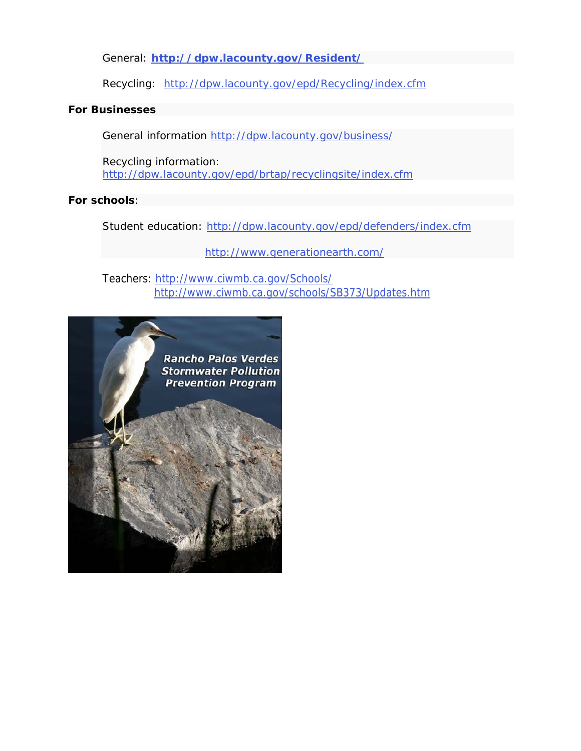General: **http:// dpw.lacounty.gov/ Resident/**

Recycling: http://dpw.lacounty.gov/epd/Recycling/index.cfm

**For Businesses**

General information http://dpw.lacounty.gov/business/

Recycling information:
http://dpw.lacounty.gov/epd/brtap/recyclingsite/index.cfm

**For schools**:

Student education: http://dpw.lacounty.gov/epd/defenders/index.cfm

http://www.generationearth.com/

Teachers: http://www.ciwmb.ca.gov/Schools/
http://www.ciwmb.ca.gov/schools/SB373/Updates.htm

*Rancho Palos Verdes Stormwater Pollution Prevention Program*